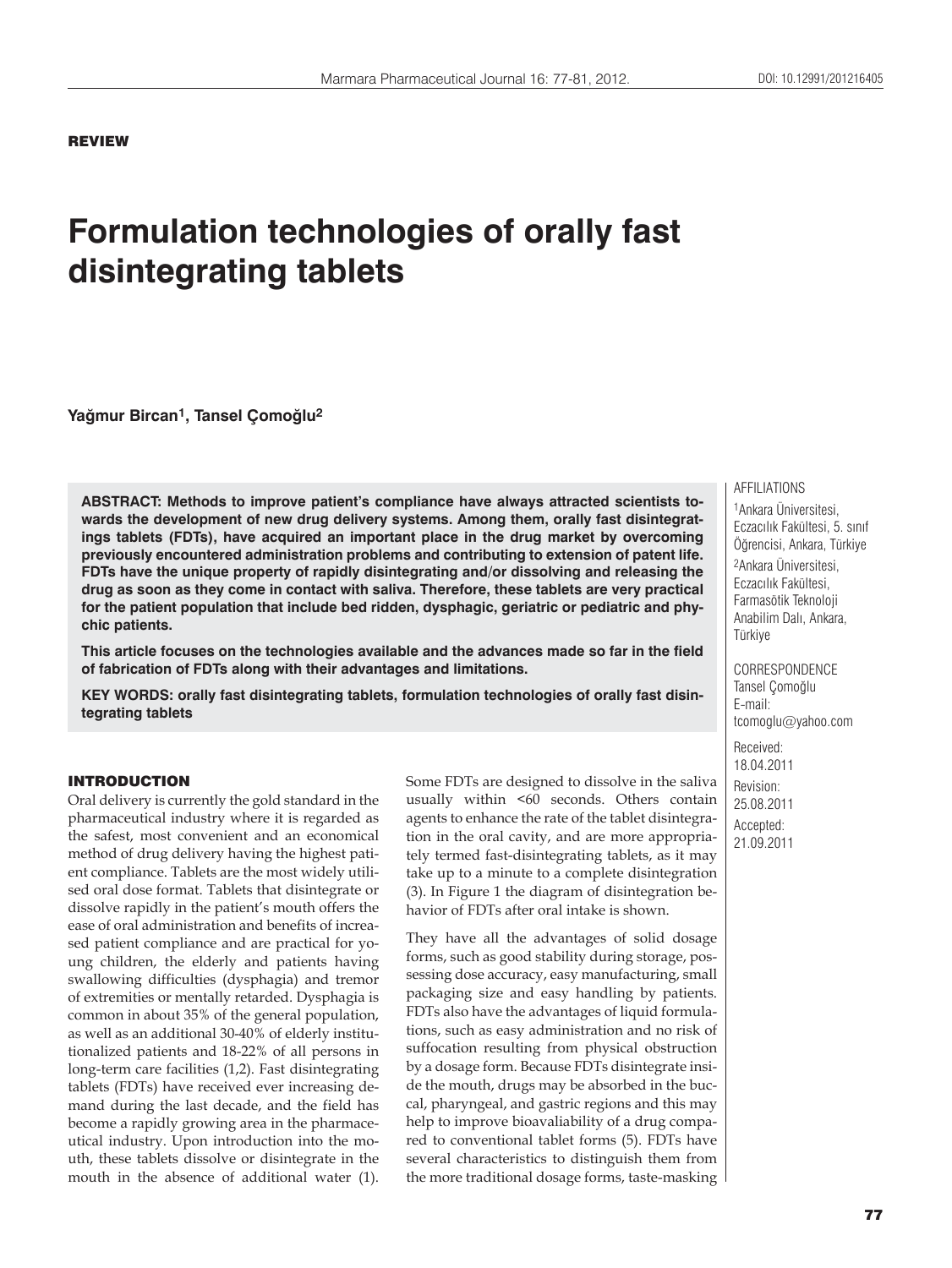**REVIEW**

# Formulation technologies of orally fast disintegrating tablets

**Yağmur Bircan[1], Tansel Çomoğlu[2]**

**ABSTRACT: Methods to improve patient's compliance have always attracted scientists towards the development of new drug delivery systems. Among them, orally fast disintegratings tablets (FDTs), have acquired an important place in the drug market by overcoming previously encountered administration problems and contributing to extension of patent life. FDTs have the unique property of rapidly disintegrating and/or dissolving and releasing the drug as soon as they come in contact with saliva. Therefore, these tablets are very practical for the patient population that include bed ridden, dysphagic, geriatric or pediatric and phychic patients.**

**This article focuses on the technologies available and the advances made so far in the field of fabrication of FDTs along with their advantages and limitations.**

**KEY WORDS: orally fast disintegrating tablets, formulation technologies of orally fast disintegrating tablets**

AFFILIATIONS

[1]Ankara Üniversitesi, Eczacılık Fakültesi, 5. sınıf Öğrencisi, Ankara, Türkiye

[2]Ankara Üniversitesi, Eczacılık Fakültesi, Farmasötik Teknoloji Anabilim Dalı, Ankara, Türkiye

CORRESPONDENCE

Tansel Çomoğlu

E-mail:

tcomoglu@yahoo.com

Received:
18.04.2011

Revision:
25.08.2011

Accepted:
21.09.2011

## INTRODUCTION

Oral delivery is currently the gold standard in the pharmaceutical industry where it is regarded as the safest, most convenient and an economical method of drug delivery having the highest patient compliance. Tablets are the most widely utilised oral dose format. Tablets that disintegrate or dissolve rapidly in the patient's mouth offers the ease of oral administration and benefits of increased patient compliance and are practical for young children, the elderly and patients having swallowing difficulties (dysphagia) and tremor of extremities or mentally retarded. Dysphagia is common in about 35% of the general population, as well as an additional 30-40% of elderly institutionalized patients and 18-22% of all persons in long-term care facilities (1,2). Fast disintegrating tablets (FDTs) have received ever increasing demand during the last decade, and the field has become a rapidly growing area in the pharmaceutical industry. Upon introduction into the mouth, these tablets dissolve or disintegrate in the mouth in the absence of additional water (1). Some FDTs are designed to dissolve in the saliva usually within <60 seconds. Others contain agents to enhance the rate of the tablet disintegration in the oral cavity, and are more appropriately termed fast-disintegrating tablets, as it may take up to a minute to a complete disintegration (3). In Figure 1 the diagram of disintegration behavior of FDTs after oral intake is shown.

They have all the advantages of solid dosage forms, such as good stability during storage, possessing dose accuracy, easy manufacturing, small packaging size and easy handling by patients. FDTs also have the advantages of liquid formulations, such as easy administration and no risk of suffocation resulting from physical obstruction by a dosage form. Because FDTs disintegrate inside the mouth, drugs may be absorbed in the buccal, pharyngeal, and gastric regions and this may help to improve bioavaliability of a drug compared to conventional tablet forms (5). FDTs have several characteristics to distinguish them from the more traditional dosage forms, taste-masking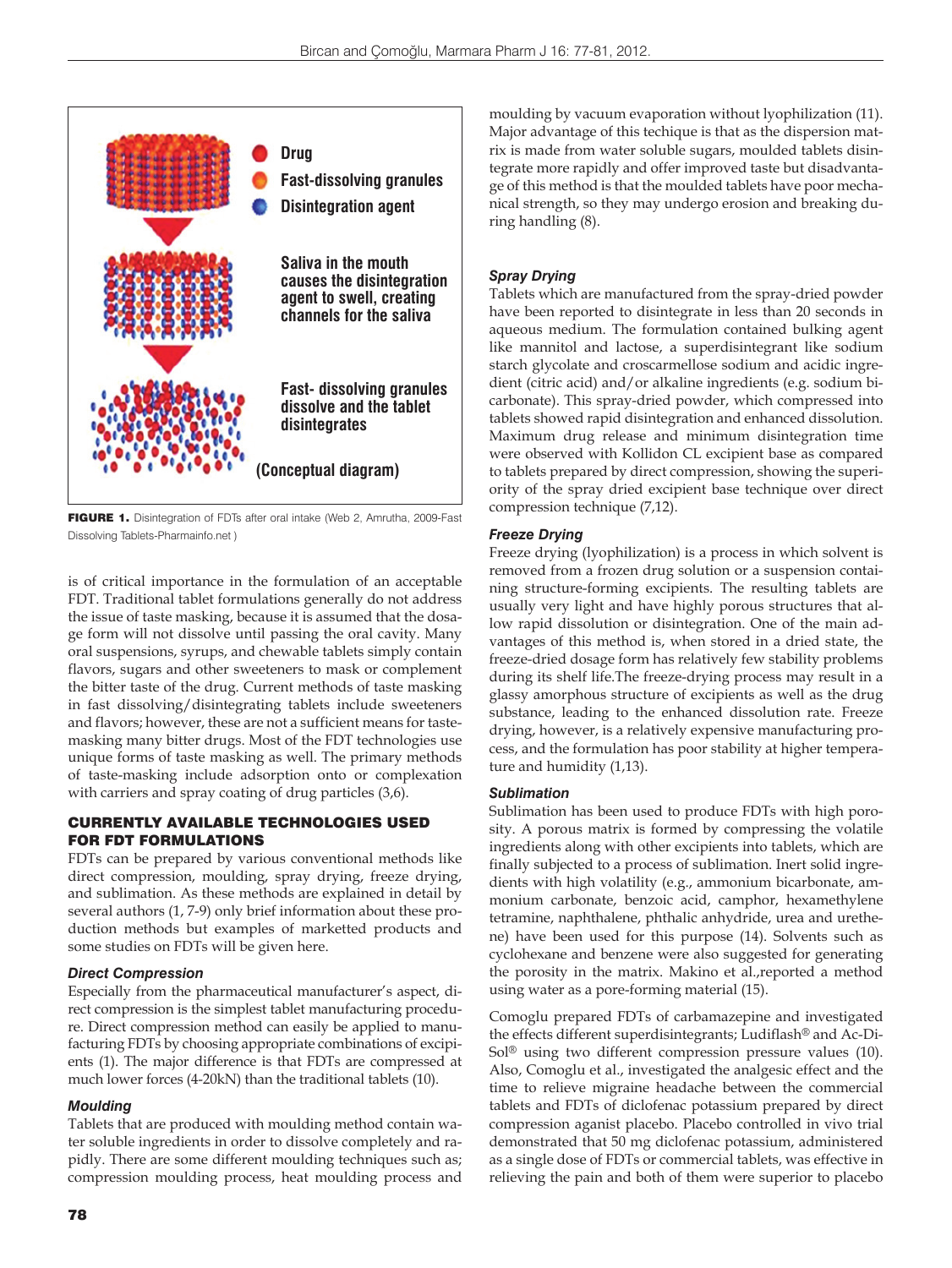Drug

Fast-dissolving granules

Disintegration agent

Saliva in the mouth causes the disintegration agent to swell, creating channels for the saliva

Fast- dissolving granules dissolve and the tablet disintegrates

(Conceptual diagram)

**FIGURE 1.** Disintegration of FDTs after oral intake (Web 2, Amrutha, 2009-Fast Dissolving Tablets-Pharmainfo.net )

is of critical importance in the formulation of an acceptable FDT. Traditional tablet formulations generally do not address the issue of taste masking, because it is assumed that the dosage form will not dissolve until passing the oral cavity. Many oral suspensions, syrups, and chewable tablets simply contain flavors, sugars and other sweeteners to mask or complement the bitter taste of the drug. Current methods of taste masking in fast dissolving/disintegrating tablets include sweeteners and flavors; however, these are not a sufficient means for taste-masking many bitter drugs. Most of the FDT technologies use unique forms of taste masking as well. The primary methods of taste-masking include adsorption onto or complexation with carriers and spray coating of drug particles (3,6).

## CURRENTLY AVAILABLE TECHNOLOGIES USED FOR FDT FORMULATIONS

FDTs can be prepared by various conventional methods like direct compression, moulding, spray drying, freeze drying, and sublimation. As these methods are explained in detail by several authors (1, 7-9) only brief information about these production methods but examples of marketted products and some studies on FDTs will be given here.

### *Direct Compression*

Especially from the pharmaceutical manufacturer's aspect, direct compression is the simplest tablet manufacturing procedure. Direct compression method can easily be applied to manufacturing FDTs by choosing appropriate combinations of excipients (1). The major difference is that FDTs are compressed at much lower forces (4-20kN) than the traditional tablets (10).

### *Moulding*

Tablets that are produced with moulding method contain water soluble ingredients in order to dissolve completely and rapidly. There are some different moulding techniques such as; compression moulding process, heat moulding process and moulding by vacuum evaporation without lyophilization (11). Major advantage of this techique is that as the dispersion matrix is made from water soluble sugars, moulded tablets disintegrate more rapidly and offer improved taste but disadvantage of this method is that the moulded tablets have poor mechanical strength, so they may undergo erosion and breaking during handling (8).

### *Spray Drying*

Tablets which are manufactured from the spray-dried powder have been reported to disintegrate in less than 20 seconds in aqueous medium. The formulation contained bulking agent like mannitol and lactose, a superdisintegrant like sodium starch glycolate and croscarmellose sodium and acidic ingredient (citric acid) and/or alkaline ingredients (e.g. sodium bicarbonate). This spray-dried powder, which compressed into tablets showed rapid disintegration and enhanced dissolution. Maximum drug release and minimum disintegration time were observed with Kollidon CL excipient base as compared to tablets prepared by direct compression, showing the superiority of the spray dried excipient base technique over direct compression technique (7,12).

### *Freeze Drying*

Freeze drying (lyophilization) is a process in which solvent is removed from a frozen drug solution or a suspension containing structure-forming excipients. The resulting tablets are usually very light and have highly porous structures that allow rapid dissolution or disintegration. One of the main advantages of this method is, when stored in a dried state, the freeze-dried dosage form has relatively few stability problems during its shelf life.The freeze-drying process may result in a glassy amorphous structure of excipients as well as the drug substance, leading to the enhanced dissolution rate. Freeze drying, however, is a relatively expensive manufacturing process, and the formulation has poor stability at higher temperature and humidity (1,13).

### *Sublimation*

Sublimation has been used to produce FDTs with high porosity. A porous matrix is formed by compressing the volatile ingredients along with other excipients into tablets, which are finally subjected to a process of sublimation. Inert solid ingredients with high volatility (e.g., ammonium bicarbonate, ammonium carbonate, benzoic acid, camphor, hexamethylene tetramine, naphthalene, phthalic anhydride, urea and urethene) have been used for this purpose (14). Solvents such as cyclohexane and benzene were also suggested for generating the porosity in the matrix. Makino et al.,reported a method using water as a pore-forming material (15).

Comoglu prepared FDTs of carbamazepine and investigated the effects different superdisintegrants; Ludiflash® and Ac-Di-Sol® using two different compression pressure values (10). Also, Comoglu et al., investigated the analgesic effect and the time to relieve migraine headache between the commercial tablets and FDTs of diclofenac potassium prepared by direct compression aganist placebo. Placebo controlled in vivo trial demonstrated that 50 mg diclofenac potassium, administered as a single dose of FDTs or commercial tablets, was effective in relieving the pain and both of them were superior to placebo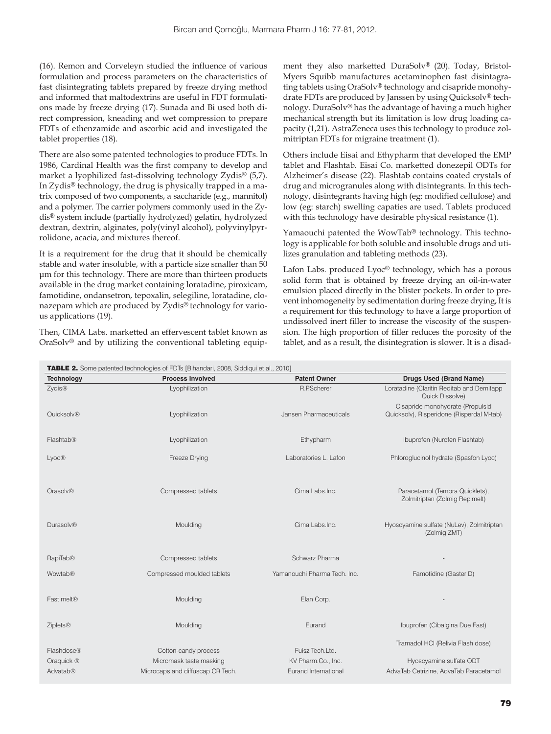(16). Remon and Corveleyn studied the influence of various formulation and process parameters on the characteristics of fast disintegrating tablets prepared by freeze drying method and informed that maltodextrins are useful in FDT formulations made by freeze drying (17). Sunada and Bi used both direct compression, kneading and wet compression to prepare FDTs of ethenzamide and ascorbic acid and investigated the tablet properties (18).

There are also some patented technologies to produce FDTs. In 1986, Cardinal Health was the first company to develop and market a lyophilized fast-dissolving technology Zydis® (5,7). In Zydis® technology, the drug is physically trapped in a matrix composed of two components, a saccharide (e.g., mannitol) and a polymer. The carrier polymers commonly used in the Zydis® system include (partially hydrolyzed) gelatin, hydrolyzed dextran, dextrin, alginates, poly(vinyl alcohol), polyvinylpyrrolidone, acacia, and mixtures thereof.

It is a requirement for the drug that it should be chemically stable and water insoluble, with a particle size smaller than 50 μm for this technology. There are more than thirteen products available in the drug market containing loratadine, piroxicam, famotidine, ondansetron, tepoxalin, selegiline, loratadine, clonazepam which are produced by Zydis® technology for various applications (19).

Then, CIMA Labs. marketted an effervescent tablet known as OraSolv® and by utilizing the conventional tableting equipment they also marketted DuraSolv® (20). Today, Bristol-Myers Squibb manufactures acetaminophen fast disintagrating tablets using OraSolv® technology and cisapride monohydrate FDTs are produced by Janssen by using Quicksolv® technology. DuraSolv® has the advantage of having a much higher mechanical strength but its limitation is low drug loading capacity (1,21). AstraZeneca uses this technology to produce zolmitriptan FDTs for migraine treatment (1).

Others include Eisai and Ethypharm that developed the EMP tablet and Flashtab. Eisai Co. marketted donezepil ODTs for Alzheimer's disease (22). Flashtab contains coated crystals of drug and microgranules along with disintegrants. In this technology, disintegrants having high (eg: modified cellulose) and low (eg: starch) swelling capaties are used. Tablets produced with this technology have desirable physical resistance (1).

Yamaouchi patented the WowTab® technology. This technology is applicable for both soluble and insoluble drugs and utilizes granulation and tableting methods (23).

Lafon Labs. produced Lyoc® technology, which has a porous solid form that is obtained by freeze drying an oil-in-water emulsion placed directly in the blister pockets. In order to prevent inhomogeneity by sedimentation during freeze drying, It is a requirement for this technology to have a large proportion of undissolved inert filler to increase the viscosity of the suspension. The high proportion of filler reduces the porosity of the tablet, and as a result, the disintegration is slower. It is a disad-

**TABLE 2.** Some patented technologies of FDTs [Bihandari, 2008, Siddiqui et al., 2010]

| Technology | Process Involved | Patent Owner | Drugs Used (Brand Name) |
|---|---|---|---|
| Zydis® | Lyophilization | R.PScherer | Loratadine (Claritin Reditab and Demitapp Quick Dissolve) |
| Ouicksolv® | Lyophilization | Jansen Pharmaceuticals | Cisapride monohydrate (Propulsid Quicksolv), Risperidone (Risperdal M-tab) |
| Flashtab® | Lyophilization | Ethypharm | Ibuprofen (Nurofen Flashtab) |
| Lyoc® | Freeze Drying | Laboratories L. Lafon | Phloroglucinol hydrate (Spasfon Lyoc) |
| Orasolv® | Compressed tablets | Cima Labs.Inc. | Paracetamol (Tempra Quicklets), Zolmitriptan (Zolmig Repimelt) |
| Durasolv® | Moulding | Cima Labs.Inc. | Hyoscyamine sulfate (NuLev), Zolmitriptan (Zolmig ZMT) |
| RapiTab® | Compressed tablets | Schwarz Pharma | - |
| Wowtab® | Compressed moulded tablets | Yamanouchi Pharma Tech. Inc. | Famotidine (Gaster D) |
| Fast melt® | Moulding | Elan Corp. | - |
| Ziplets® | Moulding | Eurand | Ibuprofen (Cibalgina Due Fast) |
| Flashdose® | Cotton-candy process | Fuisz Tech.Ltd. | Tramadol HCl (Relivia Flash dose) |
| Oraquick ® | Micromask taste masking | KV Pharm.Co., Inc. | Hyoscyamine sulfate ODT |
| Advatab® | Microcaps and diffuscap CR Tech. | Eurand International | AdvaTab Cetrizine, AdvaTab Paracetamol |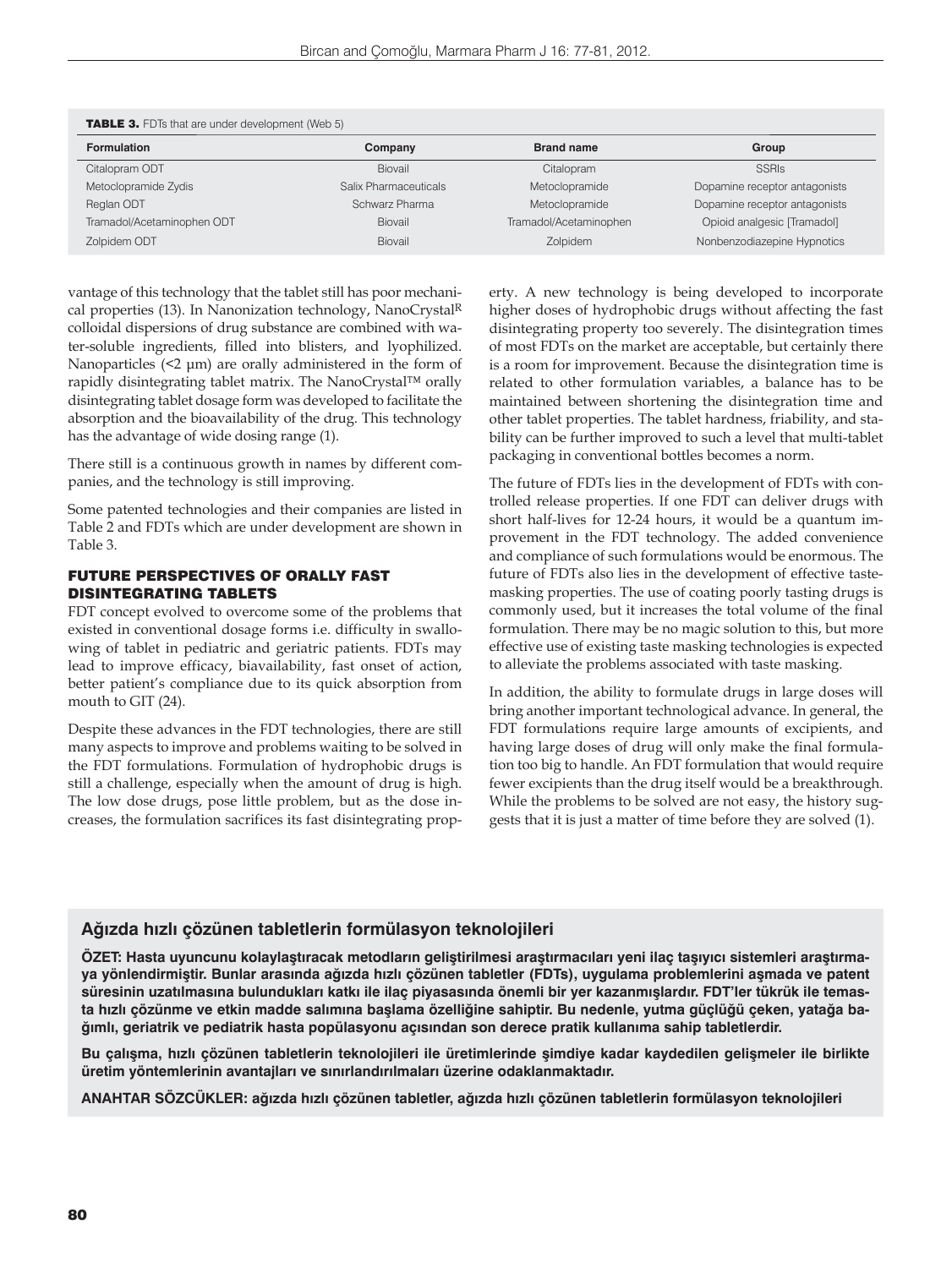**TABLE 3.** FDTs that are under development (Web 5)

| Formulation | Company | Brand name | Group |
|---|---|---|---|
| Citalopram ODT | Biovail | Citalopram | SSRIs |
| Metoclopramide Zydis | Salix Pharmaceuticals | Metoclopramide | Dopamine receptor antagonists |
| Reglan ODT | Schwarz Pharma | Metoclopramide | Dopamine receptor antagonists |
| Tramadol/Acetaminophen ODT | Biovail | Tramadol/Acetaminophen | Opioid analgesic [Tramadol] |
| Zolpidem ODT | Biovail | Zolpidem | Nonbenzodiazepine Hypnotics |

vantage of this technology that the tablet still has poor mechanical properties (13). In Nanonization technology, NanoCrystal[R] colloidal dispersions of drug substance are combined with water-soluble ingredients, filled into blisters, and lyophilized. Nanoparticles (<2 μm) are orally administered in the form of rapidly disintegrating tablet matrix. The NanoCrystal™ orally disintegrating tablet dosage form was developed to facilitate the absorption and the bioavailability of the drug. This technology has the advantage of wide dosing range (1).

There still is a continuous growth in names by different companies, and the technology is still improving.

Some patented technologies and their companies are listed in Table 2 and FDTs which are under development are shown in Table 3.

## FUTURE PERSPECTIVES OF ORALLY FAST DISINTEGRATING TABLETS

FDT concept evolved to overcome some of the problems that existed in conventional dosage forms i.e. difficulty in swallowing of tablet in pediatric and geriatric patients. FDTs may lead to improve efficacy, biavailability, fast onset of action, better patient's compliance due to its quick absorption from mouth to GIT (24).

Despite these advances in the FDT technologies, there are still many aspects to improve and problems waiting to be solved in the FDT formulations. Formulation of hydrophobic drugs is still a challenge, especially when the amount of drug is high. The low dose drugs, pose little problem, but as the dose increases, the formulation sacrifices its fast disintegrating property. A new technology is being developed to incorporate higher doses of hydrophobic drugs without affecting the fast disintegrating property too severely. The disintegration times of most FDTs on the market are acceptable, but certainly there is a room for improvement. Because the disintegration time is related to other formulation variables, a balance has to be maintained between shortening the disintegration time and other tablet properties. The tablet hardness, friability, and stability can be further improved to such a level that multi-tablet packaging in conventional bottles becomes a norm.

The future of FDTs lies in the development of FDTs with controlled release properties. If one FDT can deliver drugs with short half-lives for 12-24 hours, it would be a quantum improvement in the FDT technology. The added convenience and compliance of such formulations would be enormous. The future of FDTs also lies in the development of effective taste-masking properties. The use of coating poorly tasting drugs is commonly used, but it increases the total volume of the final formulation. There may be no magic solution to this, but more effective use of existing taste masking technologies is expected to alleviate the problems associated with taste masking.

In addition, the ability to formulate drugs in large doses will bring another important technological advance. In general, the FDT formulations require large amounts of excipients, and having large doses of drug will only make the final formulation too big to handle. An FDT formulation that would require fewer excipients than the drug itself would be a breakthrough. While the problems to be solved are not easy, the history suggests that it is just a matter of time before they are solved (1).

## Ağızda hızlı çözünen tabletlerin formülasyon teknolojileri

**ÖZET: Hasta uyuncunu kolaylaştıracak metodların geliştirilmesi araştırmacıları yeni ilaç taşıyıcı sistemleri araştırmaya yönlendirmiştir. Bunlar arasında ağızda hızlı çözünen tabletler (FDTs), uygulama problemlerini aşmada ve patent süresinin uzatılmasına bulundukları katkı ile ilaç piyasasında önemli bir yer kazanmışlardır. FDT'ler tükrük ile temasta hızlı çözünme ve etkin madde salımına başlama özelliğine sahiptir. Bu nedenle, yutma güçlüğü çeken, yatağa bağımlı, geriatrik ve pediatrik hasta popülasyonu açısından son derece pratik kullanıma sahip tabletlerdir.**

**Bu çalışma, hızlı çözünen tabletlerin teknolojileri ile üretimlerinde şimdiye kadar kaydedilen gelişmeler ile birlikte üretim yöntemlerinin avantajları ve sınırlandırılmaları üzerine odaklanmaktadır.**

**ANAHTAR SÖZCÜKLER: ağızda hızlı çözünen tabletler, ağızda hızlı çözünen tabletlerin formülasyon teknolojileri**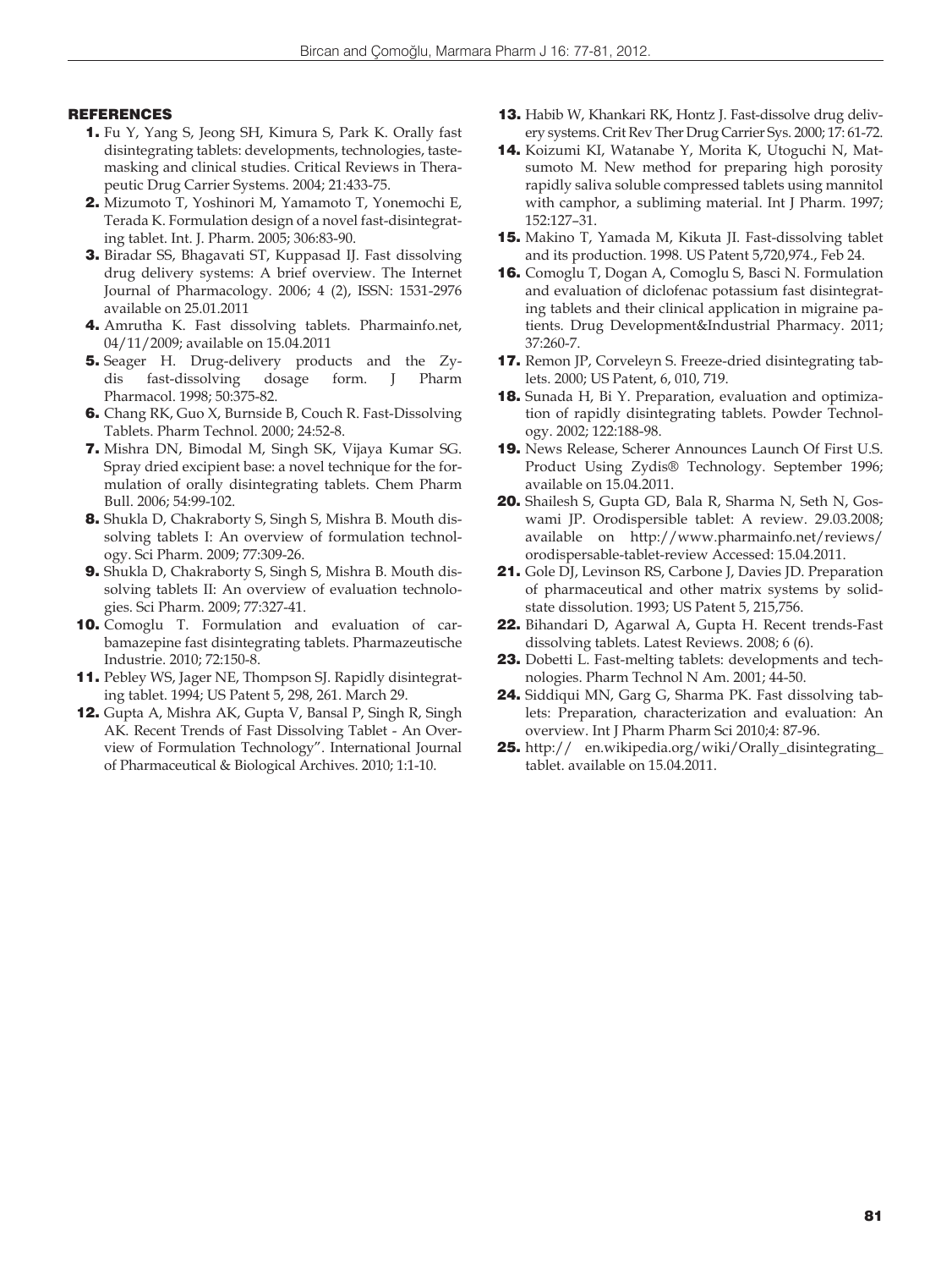## REFERENCES

1. Fu Y, Yang S, Jeong SH, Kimura S, Park K. Orally fast disintegrating tablets: developments, technologies, taste-masking and clinical studies. Critical Reviews in Therapeutic Drug Carrier Systems. 2004; 21:433-75.
2. Mizumoto T, Yoshinori M, Yamamoto T, Yonemochi E, Terada K. Formulation design of a novel fast-disintegrating tablet. Int. J. Pharm. 2005; 306:83-90.
3. Biradar SS, Bhagavati ST, Kuppasad IJ. Fast dissolving drug delivery systems: A brief overview. The Internet Journal of Pharmacology. 2006; 4 (2), ISSN: 1531-2976 available on 25.01.2011
4. Amrutha K. Fast dissolving tablets. Pharmainfo.net, 04/11/2009; available on 15.04.2011
5. Seager H. Drug-delivery products and the Zydis fast-dissolving dosage form. J Pharm Pharmacol. 1998; 50:375-82.
6. Chang RK, Guo X, Burnside B, Couch R. Fast-Dissolving Tablets. Pharm Technol. 2000; 24:52-8.
7. Mishra DN, Bimodal M, Singh SK, Vijaya Kumar SG. Spray dried excipient base: a novel technique for the formulation of orally disintegrating tablets. Chem Pharm Bull. 2006; 54:99-102.
8. Shukla D, Chakraborty S, Singh S, Mishra B. Mouth dissolving tablets I: An overview of formulation technology. Sci Pharm. 2009; 77:309-26.
9. Shukla D, Chakraborty S, Singh S, Mishra B. Mouth dissolving tablets II: An overview of evaluation technologies. Sci Pharm. 2009; 77:327-41.
10. Comoglu T. Formulation and evaluation of carbamazepine fast disintegrating tablets. Pharmazeutische Industrie. 2010; 72:150-8.
11. Pebley WS, Jager NE, Thompson SJ. Rapidly disintegrating tablet. 1994; US Patent 5, 298, 261. March 29.
12. Gupta A, Mishra AK, Gupta V, Bansal P, Singh R, Singh AK. Recent Trends of Fast Dissolving Tablet - An Overview of Formulation Technology". International Journal of Pharmaceutical & Biological Archives. 2010; 1:1-10.
13. Habib W, Khankari RK, Hontz J. Fast-dissolve drug delivery systems. Crit Rev Ther Drug Carrier Sys. 2000; 17: 61-72.
14. Koizumi KI, Watanabe Y, Morita K, Utoguchi N, Matsumoto M. New method for preparing high porosity rapidly saliva soluble compressed tablets using mannitol with camphor, a subliming material. Int J Pharm. 1997; 152:127–31.
15. Makino T, Yamada M, Kikuta JI. Fast-dissolving tablet and its production. 1998. US Patent 5,720,974., Feb 24.
16. Comoglu T, Dogan A, Comoglu S, Basci N. Formulation and evaluation of diclofenac potassium fast disintegrating tablets and their clinical application in migraine patients. Drug Development&Industrial Pharmacy. 2011; 37:260-7.
17. Remon JP, Corveleyn S. Freeze-dried disintegrating tablets. 2000; US Patent, 6, 010, 719.
18. Sunada H, Bi Y. Preparation, evaluation and optimization of rapidly disintegrating tablets. Powder Technology. 2002; 122:188-98.
19. News Release, Scherer Announces Launch Of First U.S. Product Using Zydis® Technology. September 1996; available on 15.04.2011.
20. Shailesh S, Gupta GD, Bala R, Sharma N, Seth N, Goswami JP. Orodispersible tablet: A review. 29.03.2008; available on http://www.pharmainfo.net/reviews/orodispersable-tablet-review Accessed: 15.04.2011.
21. Gole DJ, Levinson RS, Carbone J, Davies JD. Preparation of pharmaceutical and other matrix systems by solid-state dissolution. 1993; US Patent 5, 215,756.
22. Bihandari D, Agarwal A, Gupta H. Recent trends-Fast dissolving tablets. Latest Reviews. 2008; 6 (6).
23. Dobetti L. Fast-melting tablets: developments and technologies. Pharm Technol N Am. 2001; 44-50.
24. Siddiqui MN, Garg G, Sharma PK. Fast dissolving tablets: Preparation, characterization and evaluation: An overview. Int J Pharm Pharm Sci 2010;4: 87-96.
25. http:// en.wikipedia.org/wiki/Orally_disintegrating_tablet. available on 15.04.2011.